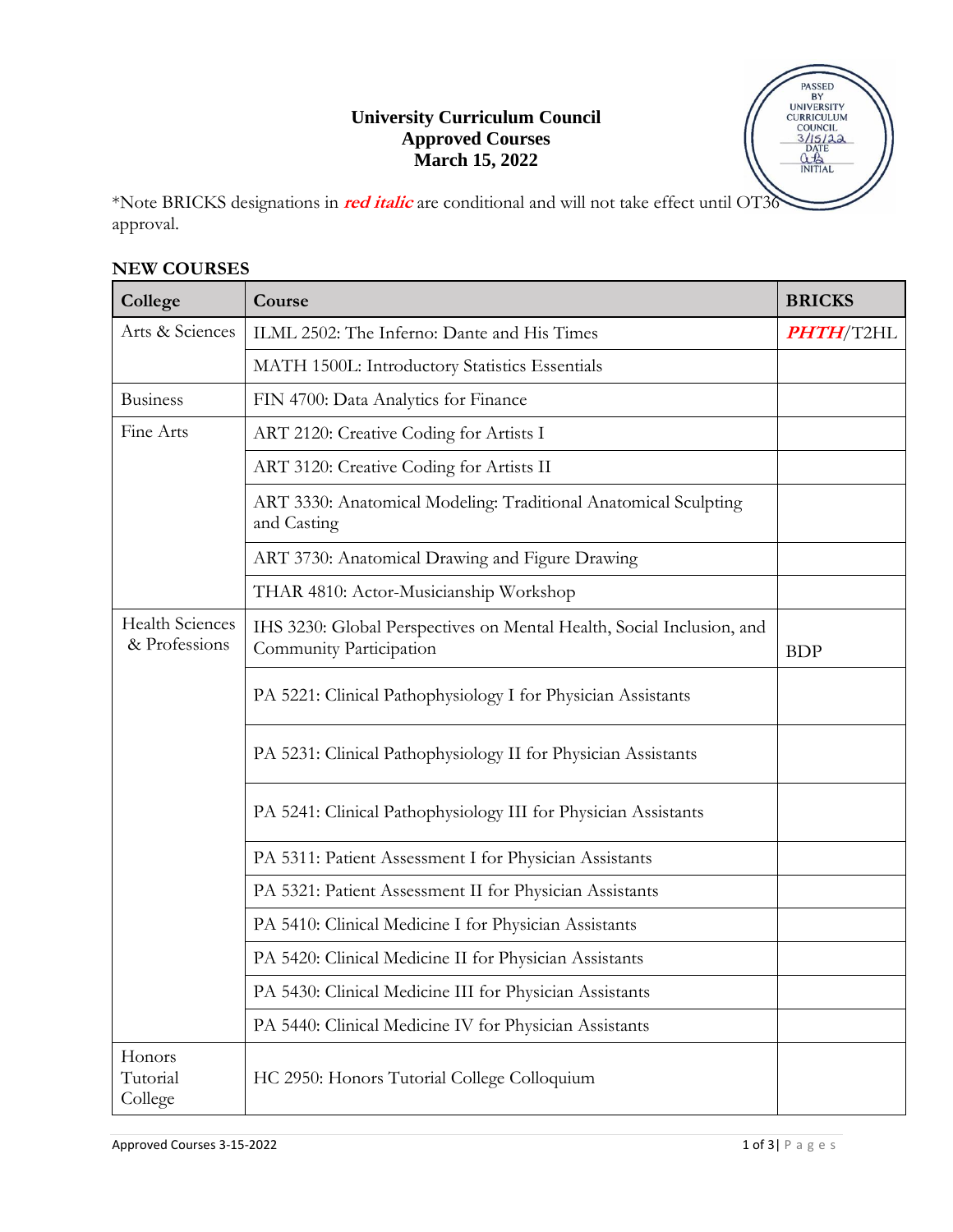**University Curriculum Council**
**Approved Courses**
**March 15, 2022**

PASSED BY UNIVERSITY CURRICULUM COUNCIL 3/15/22 DATE INITIAL

*Note BRICKS designations in ***red italic*** are conditional and will not take effect until OT36 approval.

**NEW COURSES**

| College | Course | BRICKS |
|---|---|---|
| Arts & Sciences | ILML 2502: The Inferno: Dante and His Times | ***PHTH***/T2HL |
| | MATH 1500L: Introductory Statistics Essentials | |
| Business | FIN 4700: Data Analytics for Finance | |
| Fine Arts | ART 2120: Creative Coding for Artists I | |
| | ART 3120: Creative Coding for Artists II | |
| | ART 3330: Anatomical Modeling: Traditional Anatomical Sculpting and Casting | |
| | ART 3730: Anatomical Drawing and Figure Drawing | |
| | THAR 4810: Actor-Musicianship Workshop | |
| Health Sciences & Professions | IHS 3230: Global Perspectives on Mental Health, Social Inclusion, and Community Participation | BDP |
| | PA 5221: Clinical Pathophysiology I for Physician Assistants | |
| | PA 5231: Clinical Pathophysiology II for Physician Assistants | |
| | PA 5241: Clinical Pathophysiology III for Physician Assistants | |
| | PA 5311: Patient Assessment I for Physician Assistants | |
| | PA 5321: Patient Assessment II for Physician Assistants | |
| | PA 5410: Clinical Medicine I for Physician Assistants | |
| | PA 5420: Clinical Medicine II for Physician Assistants | |
| | PA 5430: Clinical Medicine III for Physician Assistants | |
| | PA 5440: Clinical Medicine IV for Physician Assistants | |
| Honors Tutorial College | HC 2950: Honors Tutorial College Colloquium | |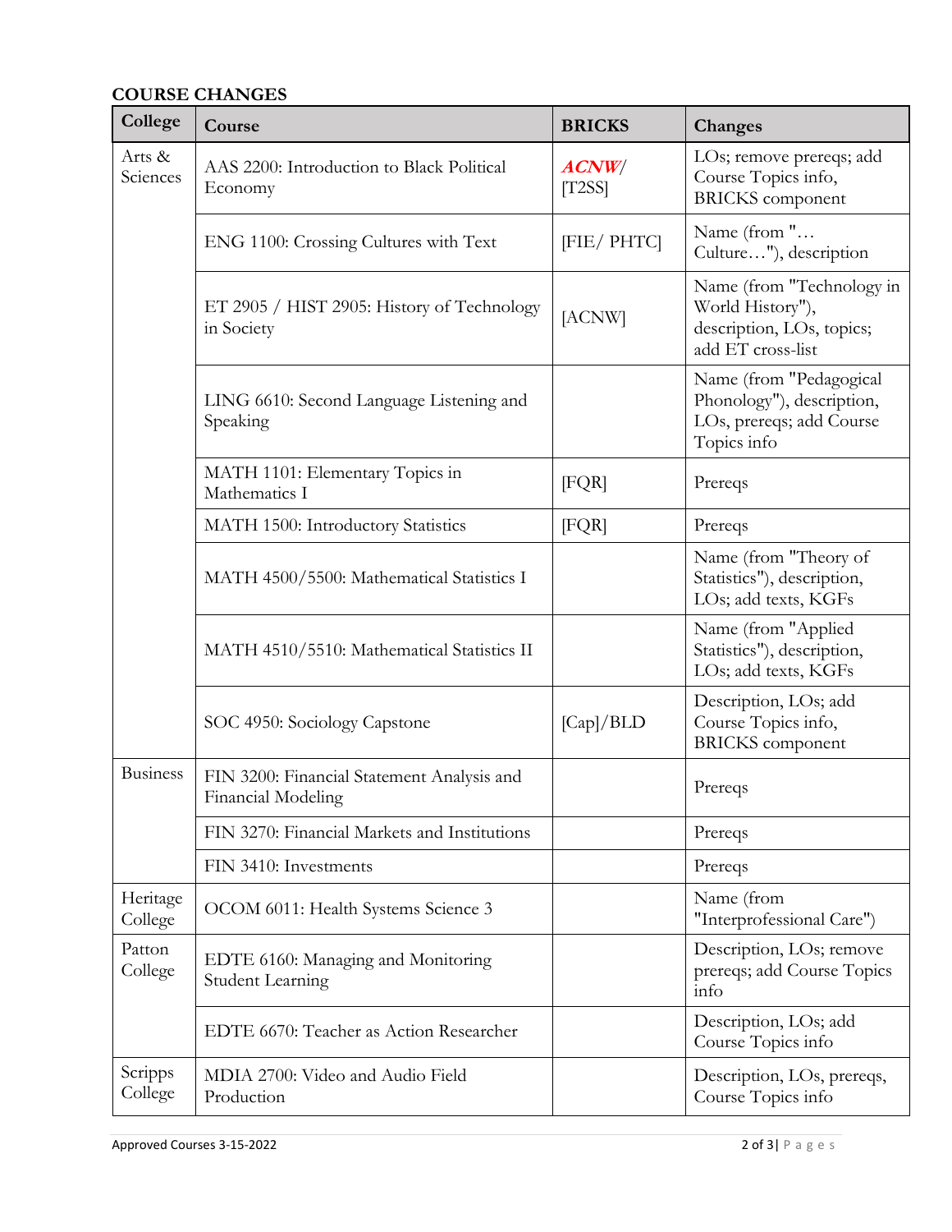**COURSE CHANGES**

| College | Course | BRICKS | Changes |
|---|---|---|---|
| Arts & Sciences | AAS 2200: Introduction to Black Political Economy | ***ACNW***/ [T2SS] | LOs; remove prereqs; add Course Topics info, BRICKS component |
| | ENG 1100: Crossing Cultures with Text | [FIE/ PHTC] | Name (from "… Culture…"), description |
| | ET 2905 / HIST 2905: History of Technology in Society | [ACNW] | Name (from "Technology in World History"), description, LOs, topics; add ET cross-list |
| | LING 6610: Second Language Listening and Speaking | | Name (from "Pedagogical Phonology"), description, LOs, prereqs; add Course Topics info |
| | MATH 1101: Elementary Topics in Mathematics I | [FQR] | Prereqs |
| | MATH 1500: Introductory Statistics | [FQR] | Prereqs |
| | MATH 4500/5500: Mathematical Statistics I | | Name (from "Theory of Statistics"), description, LOs; add texts, KGFs |
| | MATH 4510/5510: Mathematical Statistics II | | Name (from "Applied Statistics"), description, LOs; add texts, KGFs |
| | SOC 4950: Sociology Capstone | [Cap]/BLD | Description, LOs; add Course Topics info, BRICKS component |
| Business | FIN 3200: Financial Statement Analysis and Financial Modeling | | Prereqs |
| | FIN 3270: Financial Markets and Institutions | | Prereqs |
| | FIN 3410: Investments | | Prereqs |
| Heritage College | OCOM 6011: Health Systems Science 3 | | Name (from "Interprofessional Care") |
| Patton College | EDTE 6160: Managing and Monitoring Student Learning | | Description, LOs; remove prereqs; add Course Topics info |
| | EDTE 6670: Teacher as Action Researcher | | Description, LOs; add Course Topics info |
| Scripps College | MDIA 2700: Video and Audio Field Production | | Description, LOs, prereqs, Course Topics info |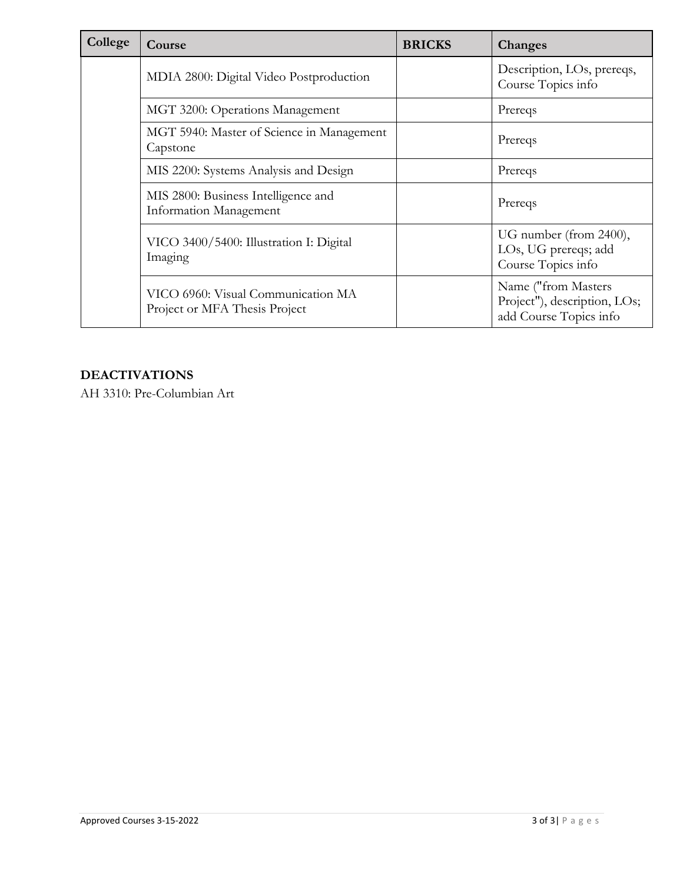| College | Course | BRICKS | Changes |
|---|---|---|---|
| | MDIA 2800: Digital Video Postproduction | | Description, LOs, prereqs, Course Topics info |
| | MGT 3200: Operations Management | | Prereqs |
| | MGT 5940: Master of Science in Management Capstone | | Prereqs |
| | MIS 2200: Systems Analysis and Design | | Prereqs |
| | MIS 2800: Business Intelligence and Information Management | | Prereqs |
| | VICO 3400/5400: Illustration I: Digital Imaging | | UG number (from 2400), LOs, UG prereqs; add Course Topics info |
| | VICO 6960: Visual Communication MA Project or MFA Thesis Project | | Name ("from Masters Project"), description, LOs; add Course Topics info |

**DEACTIVATIONS**

AH 3310: Pre-Columbian Art